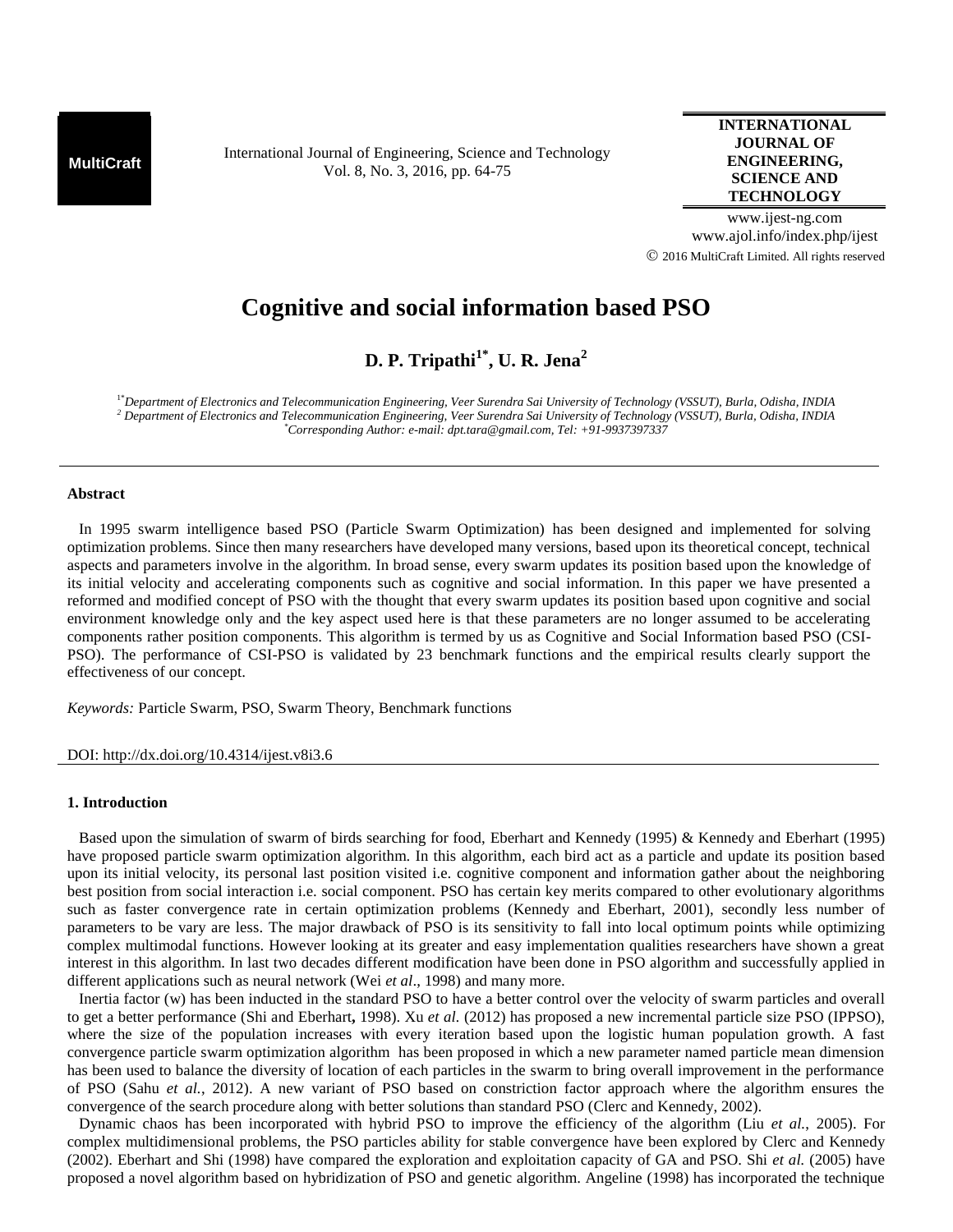# Cognitive and social information based PSO

**D. P. Tripathi[1*], U. R. Jena[2]**

[1*] *Department of Electronics and Telecommunication Engineering, Veer Surendra Sai University of Technology (VSSUT), Burla, Odisha, INDIA*
[2] *Department of Electronics and Telecommunication Engineering, Veer Surendra Sai University of Technology (VSSUT), Burla, Odisha, INDIA*
[*] *Corresponding Author: e-mail: dpt.tara@gmail.com, Tel: +91-9937397337*

### Abstract

In 1995 swarm intelligence based PSO (Particle Swarm Optimization) has been designed and implemented for solving optimization problems. Since then many researchers have developed many versions, based upon its theoretical concept, technical aspects and parameters involve in the algorithm. In broad sense, every swarm updates its position based upon the knowledge of its initial velocity and accelerating components such as cognitive and social information. In this paper we have presented a reformed and modified concept of PSO with the thought that every swarm updates its position based upon cognitive and social environment knowledge only and the key aspect used here is that these parameters are no longer assumed to be accelerating components rather position components. This algorithm is termed by us as Cognitive and Social Information based PSO (CSI-PSO). The performance of CSI-PSO is validated by 23 benchmark functions and the empirical results clearly support the effectiveness of our concept.

*Keywords:* Particle Swarm, PSO, Swarm Theory, Benchmark functions

DOI: http://dx.doi.org/10.4314/ijest.v8i3.6

## 1. Introduction

Based upon the simulation of swarm of birds searching for food, Eberhart and Kennedy (1995) & Kennedy and Eberhart (1995) have proposed particle swarm optimization algorithm. In this algorithm, each bird act as a particle and update its position based upon its initial velocity, its personal last position visited i.e. cognitive component and information gather about the neighboring best position from social interaction i.e. social component. PSO has certain key merits compared to other evolutionary algorithms such as faster convergence rate in certain optimization problems (Kennedy and Eberhart, 2001), secondly less number of parameters to be vary are less. The major drawback of PSO is its sensitivity to fall into local optimum points while optimizing complex multimodal functions. However looking at its greater and easy implementation qualities researchers have shown a great interest in this algorithm. In last two decades different modification have been done in PSO algorithm and successfully applied in different applications such as neural network (Wei *et al*., 1998) and many more.

Inertia factor (w) has been inducted in the standard PSO to have a better control over the velocity of swarm particles and overall to get a better performance (Shi and Eberhart**,** 1998). Xu *et al.* (2012) has proposed a new incremental particle size PSO (IPPSO), where the size of the population increases with every iteration based upon the logistic human population growth. A fast convergence particle swarm optimization algorithm has been proposed in which a new parameter named particle mean dimension has been used to balance the diversity of location of each particles in the swarm to bring overall improvement in the performance of PSO (Sahu *et al.,* 2012). A new variant of PSO based on constriction factor approach where the algorithm ensures the convergence of the search procedure along with better solutions than standard PSO (Clerc and Kennedy, 2002).

Dynamic chaos has been incorporated with hybrid PSO to improve the efficiency of the algorithm (Liu *et al.*, 2005). For complex multidimensional problems, the PSO particles ability for stable convergence have been explored by Clerc and Kennedy (2002). Eberhart and Shi (1998) have compared the exploration and exploitation capacity of GA and PSO. Shi *et al.* (2005) have proposed a novel algorithm based on hybridization of PSO and genetic algorithm. Angeline (1998) has incorporated the technique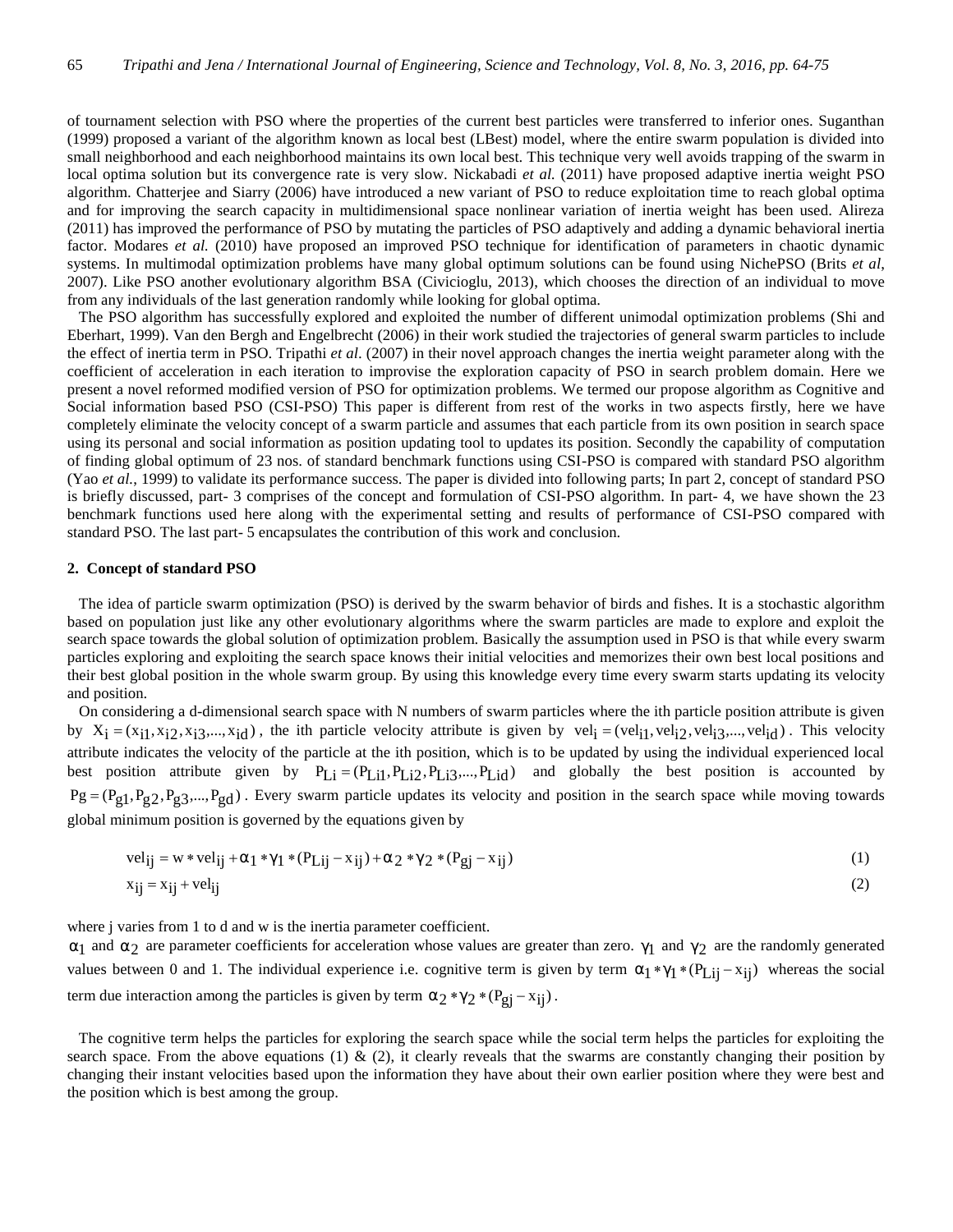of tournament selection with PSO where the properties of the current best particles were transferred to inferior ones. Suganthan (1999) proposed a variant of the algorithm known as local best (LBest) model, where the entire swarm population is divided into small neighborhood and each neighborhood maintains its own local best. This technique very well avoids trapping of the swarm in local optima solution but its convergence rate is very slow. Nickabadi *et al.* (2011) have proposed adaptive inertia weight PSO algorithm. Chatterjee and Siarry (2006) have introduced a new variant of PSO to reduce exploitation time to reach global optima and for improving the search capacity in multidimensional space nonlinear variation of inertia weight has been used. Alireza (2011) has improved the performance of PSO by mutating the particles of PSO adaptively and adding a dynamic behavioral inertia factor. Modares *et al.* (2010) have proposed an improved PSO technique for identification of parameters in chaotic dynamic systems. In multimodal optimization problems have many global optimum solutions can be found using NichePSO (Brits *et al*, 2007). Like PSO another evolutionary algorithm BSA (Civicioglu, 2013), which chooses the direction of an individual to move from any individuals of the last generation randomly while looking for global optima.

The PSO algorithm has successfully explored and exploited the number of different unimodal optimization problems (Shi and Eberhart, 1999). Van den Bergh and Engelbrecht (2006) in their work studied the trajectories of general swarm particles to include the effect of inertia term in PSO. Tripathi *et al.* (2007) in their novel approach changes the inertia weight parameter along with the coefficient of acceleration in each iteration to improvise the exploration capacity of PSO in search problem domain. Here we present a novel reformed modified version of PSO for optimization problems. We termed our propose algorithm as Cognitive and Social information based PSO (CSI-PSO) This paper is different from rest of the works in two aspects firstly, here we have completely eliminate the velocity concept of a swarm particle and assumes that each particle from its own position in search space using its personal and social information as position updating tool to updates its position. Secondly the capability of computation of finding global optimum of 23 nos. of standard benchmark functions using CSI-PSO is compared with standard PSO algorithm (Yao *et al.*, 1999) to validate its performance success. The paper is divided into following parts; In part 2, concept of standard PSO is briefly discussed, part- 3 comprises of the concept and formulation of CSI-PSO algorithm. In part- 4, we have shown the 23 benchmark functions used here along with the experimental setting and results of performance of CSI-PSO compared with standard PSO. The last part- 5 encapsulates the contribution of this work and conclusion.

## 2. Concept of standard PSO

The idea of particle swarm optimization (PSO) is derived by the swarm behavior of birds and fishes. It is a stochastic algorithm based on population just like any other evolutionary algorithms where the swarm particles are made to explore and exploit the search space towards the global solution of optimization problem. Basically the assumption used in PSO is that while every swarm particles exploring and exploiting the search space knows their initial velocities and memorizes their own best local positions and their best global position in the whole swarm group. By using this knowledge every time every swarm starts updating its velocity and position.

On considering a d-dimensional search space with N numbers of swarm particles where the ith particle position attribute is given by $X_i = (x_{i1}, x_{i2}, x_{i3}, ..., x_{id})$, the ith particle velocity attribute is given by $vel_i = (vel_{i1}, vel_{i2}, vel_{i3}, ..., vel_{id})$. This velocity attribute indicates the velocity of the particle at the ith position, which is to be updated by using the individual experienced local best position attribute given by $P_{Li} = (P_{Li1}, P_{Li2}, P_{Li3}, ..., P_{Lid})$ and globally the best position is accounted by $Pg = (P_{g1}, P_{g2}, P_{g3}, ..., P_{gd})$. Every swarm particle updates its velocity and position in the search space while moving towards global minimum position is governed by the equations given by

$$vel_{ij} = w * vel_{ij} + \alpha_1 * \gamma_1 * (P_{Lij} - x_{ij}) + \alpha_2 * \gamma_2 * (P_{gj} - x_{ij}) \tag{1}$$

$$x_{ij} = x_{ij} + vel_{ij} \tag{2}$$

where j varies from 1 to d and w is the inertia parameter coefficient.

$\alpha_1$ and $\alpha_2$ are parameter coefficients for acceleration whose values are greater than zero. $\gamma_1$ and $\gamma_2$ are the randomly generated values between 0 and 1. The individual experience i.e. cognitive term is given by term $\alpha_1 * \gamma_1 * (P_{Lij} - x_{ij})$ whereas the social term due interaction among the particles is given by term $\alpha_2 * \gamma_2 * (P_{gj} - x_{ij})$.

The cognitive term helps the particles for exploring the search space while the social term helps the particles for exploiting the search space. From the above equations (1) & (2), it clearly reveals that the swarms are constantly changing their position by changing their instant velocities based upon the information they have about their own earlier position where they were best and the position which is best among the group.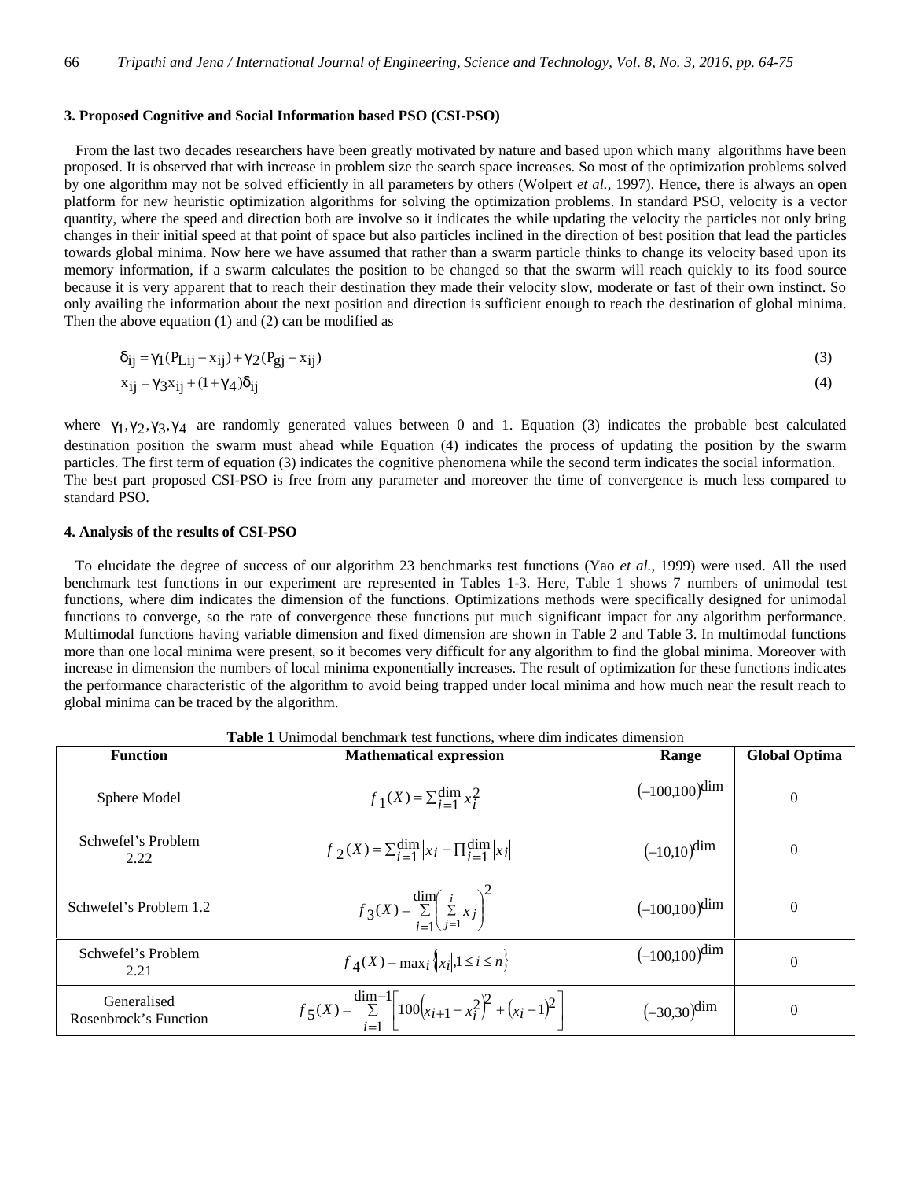### 3. Proposed Cognitive and Social Information based PSO (CSI-PSO)

From the last two decades researchers have been greatly motivated by nature and based upon which many algorithms have been proposed. It is observed that with increase in problem size the search space increases. So most of the optimization problems solved by one algorithm may not be solved efficiently in all parameters by others (Wolpert *et al.*, 1997). Hence, there is always an open platform for new heuristic optimization algorithms for solving the optimization problems. In standard PSO, velocity is a vector quantity, where the speed and direction both are involve so it indicates the while updating the velocity the particles not only bring changes in their initial speed at that point of space but also particles inclined in the direction of best position that lead the particles towards global minima. Now here we have assumed that rather than a swarm particle thinks to change its velocity based upon its memory information, if a swarm calculates the position to be changed so that the swarm will reach quickly to its food source because it is very apparent that to reach their destination they made their velocity slow, moderate or fast of their own instinct. So only availing the information about the next position and direction is sufficient enough to reach the destination of global minima. Then the above equation (1) and (2) can be modified as

$$\delta_{ij} = \gamma_1(P_{Lij} - x_{ij}) + \gamma_2(P_{gj} - x_{ij}) \tag{3}$$

$$x_{ij} = \gamma_3 x_{ij} + (1+\gamma_4)\delta_{ij} \tag{4}$$

where $\gamma_1, \gamma_2, \gamma_3, \gamma_4$ are randomly generated values between 0 and 1. Equation (3) indicates the probable best calculated destination position the swarm must ahead while Equation (4) indicates the process of updating the position by the swarm particles. The first term of equation (3) indicates the cognitive phenomena while the second term indicates the social information. The best part proposed CSI-PSO is free from any parameter and moreover the time of convergence is much less compared to standard PSO.

### 4. Analysis of the results of CSI-PSO

To elucidate the degree of success of our algorithm 23 benchmarks test functions (Yao *et al.*, 1999) were used. All the used benchmark test functions in our experiment are represented in Tables 1-3. Here, Table 1 shows 7 numbers of unimodal test functions, where dim indicates the dimension of the functions. Optimizations methods were specifically designed for unimodal functions to converge, so the rate of convergence these functions put much significant impact for any algorithm performance. Multimodal functions having variable dimension and fixed dimension are shown in Table 2 and Table 3. In multimodal functions more than one local minima were present, so it becomes very difficult for any algorithm to find the global minima. Moreover with increase in dimension the numbers of local minima exponentially increases. The result of optimization for these functions indicates the performance characteristic of the algorithm to avoid being trapped under local minima and how much near the result reach to global minima can be traced by the algorithm.

**Table 1** Unimodal benchmark test functions, where dim indicates dimension

| Function | Mathematical expression | Range | Global Optima |
|---|---|---|---|
| Sphere Model | $f_1(X) = \sum_{i=1}^{\dim} x_i^2$ | $(-100,100)^{\dim}$ | 0 |
| Schwefel's Problem 2.22 | $f_2(X) = \sum_{i=1}^{\dim} \lvert x_i \rvert + \prod_{i=1}^{\dim} \lvert x_i \rvert$ | $(-10,10)^{\dim}$ | 0 |
| Schwefel's Problem 1.2 | $f_3(X) = \sum_{i=1}^{\dim}\left(\sum_{j=1}^{i} x_j\right)^2$ | $(-100,100)^{\dim}$ | 0 |
| Schwefel's Problem 2.21 | $f_4(X) = \max_i \{\lvert x_i \rvert, 1 \le i \le n\}$ | $(-100,100)^{\dim}$ | 0 |
| Generalised Rosenbrock's Function | $f_5(X) = \sum_{i=1}^{\dim-1}\left[100\left(x_{i+1} - x_i^2\right)^2 + \left(x_i - 1\right)^2\right]$ | $(-30,30)^{\dim}$ | 0 |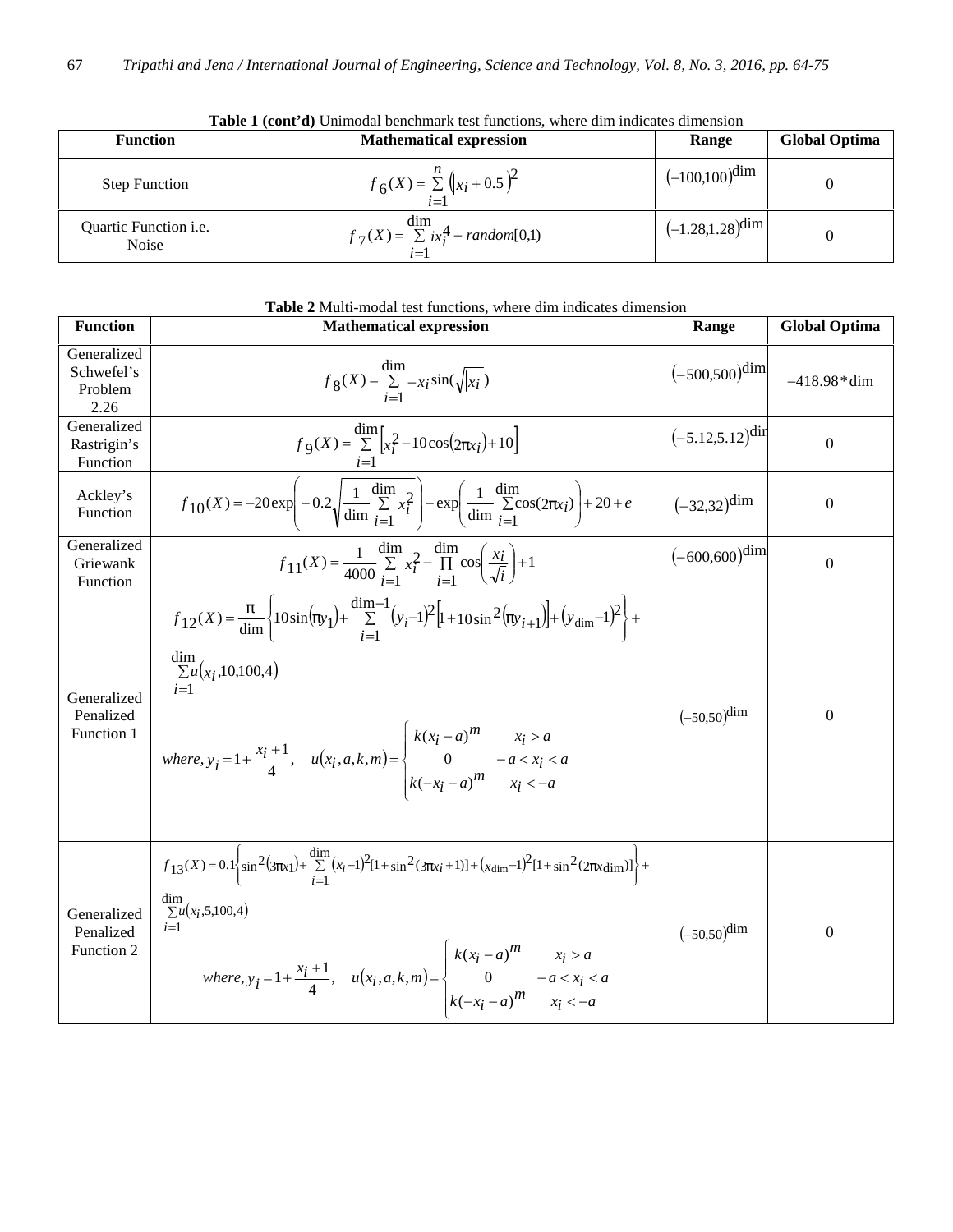**Table 1 (cont'd)** Unimodal benchmark test functions, where dim indicates dimension

| Function | Mathematical expression | Range | Global Optima |
|---|---|---|---|
| Step Function | $f_6(X) = \sum_{i=1}^{n} \left(\lvert x_i + 0.5 \rvert\right)^2$ | $(-100,100)^{\dim}$ | 0 |
| Quartic Function i.e. Noise | $f_7(X) = \sum_{i=1}^{\dim} i x_i^4 + random[0,1)$ | $(-1.28,1.28)^{\dim}$ | 0 |

**Table 2** Multi-modal test functions, where dim indicates dimension

| Function | Mathematical expression | Range | Global Optima |
|---|---|---|---|
| Generalized Schwefel's Problem 2.26 | $f_8(X) = \sum_{i=1}^{\dim} -x_i \sin(\sqrt{\lvert x_i \rvert})$ | $(-500,500)^{\dim}$ | $-418.98 * \dim$ |
| Generalized Rastrigin's Function | $f_9(X) = \sum_{i=1}^{\dim} \left[x_i^2 - 10\cos(2\pi x_i) + 10\right]$ | $(-5.12,5.12)^{\dim}$ | 0 |
| Ackley's Function | $f_{10}(X) = -20\exp\left(-0.2\sqrt{\frac{1}{\dim}\sum_{i=1}^{\dim} x_i^2}\right) - \exp\left(\frac{1}{\dim}\sum_{i=1}^{\dim}\cos(2\pi x_i)\right) + 20 + e$ | $(-32,32)^{\dim}$ | 0 |
| Generalized Griewank Function | $f_{11}(X) = \frac{1}{4000}\sum_{i=1}^{\dim} x_i^2 - \prod_{i=1}^{\dim}\cos\left(\frac{x_i}{\sqrt{i}}\right) + 1$ | $(-600,600)^{\dim}$ | 0 |
| Generalized Penalized Function 1 | $f_{12}(X) = \frac{\pi}{\dim}\left\{10\sin(\pi y_1) + \sum_{i=1}^{\dim-1}(y_i - 1)^2\left[1 + 10\sin^2(\pi y_{i+1})\right] + (y_{\dim} - 1)^2\right\} + \sum_{i=1}^{\dim} u(x_i,10,100,4)$ <br> $where,\ y_i = 1 + \frac{x_i + 1}{4}, \quad u(x_i,a,k,m) = \begin{cases} k(x_i - a)^m & x_i > a \\ 0 & -a < x_i < a \\ k(-x_i - a)^m & x_i < -a \end{cases}$ | $(-50,50)^{\dim}$ | 0 |
| Generalized Penalized Function 2 | $f_{13}(X) = 0.1\left\{\sin^2(3\pi x_1) + \sum_{i=1}^{\dim}(x_i - 1)^2[1 + \sin^2(3\pi x_i + 1)] + (x_{\dim} - 1)^2[1 + \sin^2(2\pi x_{\dim})]\right\} + \sum_{i=1}^{\dim} u(x_i,5,100,4)$ <br> $where,\ y_i = 1 + \frac{x_i + 1}{4}, \quad u(x_i,a,k,m) = \begin{cases} k(x_i - a)^m & x_i > a \\ 0 & -a < x_i < a \\ k(-x_i - a)^m & x_i < -a \end{cases}$ | $(-50,50)^{\dim}$ | 0 |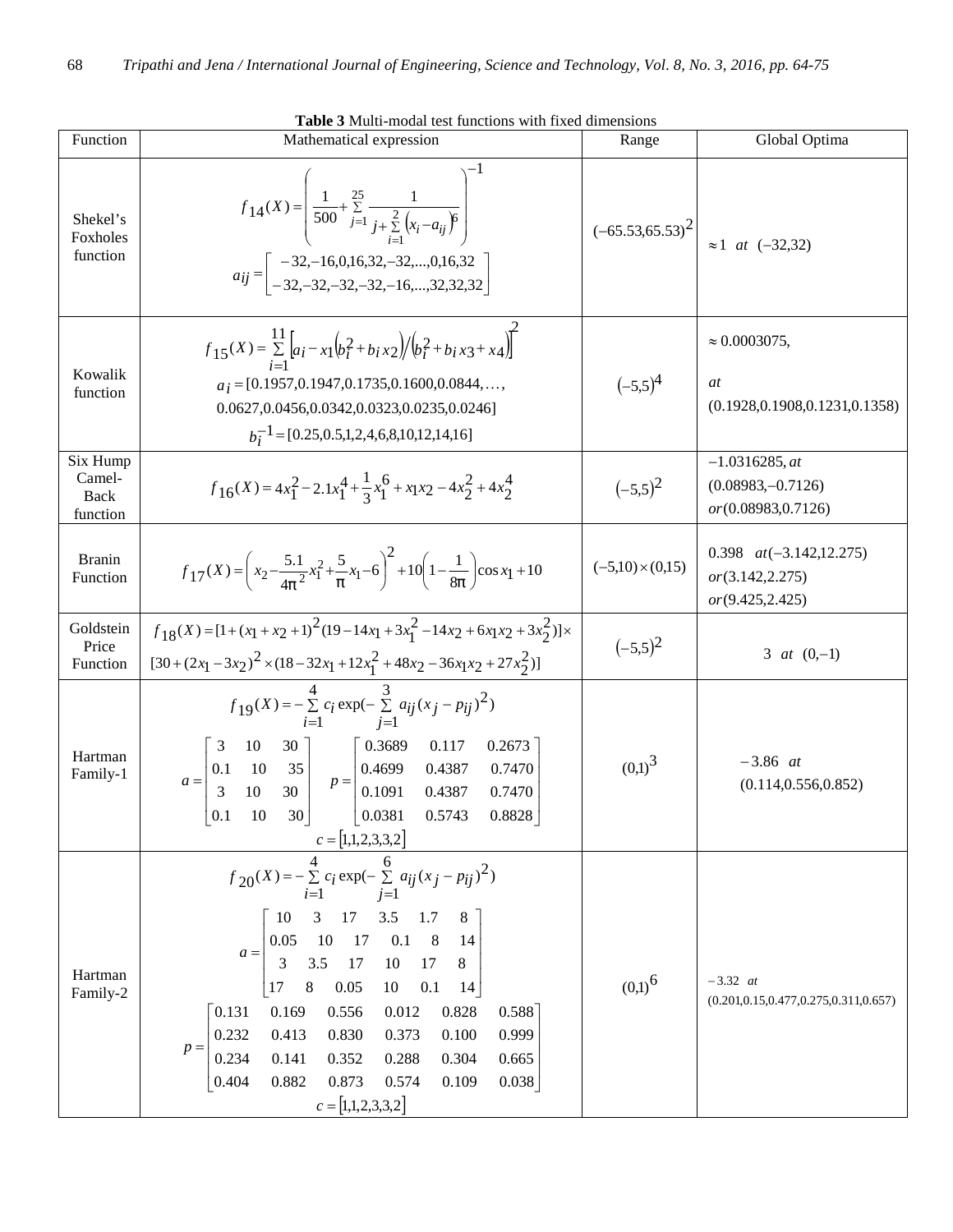**Table 3** Multi-modal test functions with fixed dimensions

| Function | Mathematical expression | Range | Global Optima |
|---|---|---|---|
| Shekel's Foxholes function | $f_{14}(X)=\left(\frac{1}{500}+\sum_{j=1}^{25}\frac{1}{j+\sum_{i=1}^{2}\left(x_i-a_{ij}\right)^6}\right)^{-1}$ <br> $a_{ij}=\begin{bmatrix}-32,-16,0,16,32,-32,...,0,16,32\\-32,-32,-32,-32,-16,...,32,32,32\end{bmatrix}$ | $(-65.53,65.53)^2$ | $\approx 1$ *at* $(-32,32)$ |
| Kowalik function | $f_{15}(X)=\sum_{i=1}^{11}\left[a_i-x_1\left(b_i^2+b_ix_2\right)/\left(b_i^2+b_ix_3+x_4\right)\right]^2$ <br> $a_i=[0.1957,0.1947,0.1735,0.1600,0.0844,\ldots,$ $0.0627,0.0456,0.0342,0.0323,0.0235,0.0246]$ <br> $b_i^{-1}=[0.25,0.5,1,2,4,6,8,10,12,14,16]$ | $(-5,5)^4$ | $\approx 0.0003075$, <br> *at* <br> $(0.1928,0.1908,0.1231,0.1358)$ |
| Six Hump Camel-Back function | $f_{16}(X)=4x_1^2-2.1x_1^4+\frac{1}{3}x_1^6+x_1x_2-4x_2^2+4x_2^4$ | $(-5,5)^2$ | $-1.0316285$, *at* <br> $(0.08983,-0.7126)$ <br> *or* $(0.08983,0.7126)$ |
| Branin Function | $f_{17}(X)=\left(x_2-\frac{5.1}{4\pi^2}x_1^2+\frac{5}{\pi}x_1-6\right)^2+10\left(1-\frac{1}{8\pi}\right)\cos x_1+10$ | $(-5,10)\times(0,15)$ | $0.398$ *at* $(-3.142,12.275)$ <br> *or* $(3.142,2.275)$ <br> *or* $(9.425,2.425)$ |
| Goldstein Price Function | $f_{18}(X)=[1+(x_1+x_2+1)^2(19-14x_1+3x_1^2-14x_2+6x_1x_2+3x_2^2)]\times$ $[30+(2x_1-3x_2)^2\times(18-32x_1+12x_1^2+48x_2-36x_1x_2+27x_2^2)]$ | $(-5,5)^2$ | $3$ *at* $(0,-1)$ |
| Hartman Family-1 | $f_{19}(X)=-\sum_{i=1}^{4}c_i\exp(-\sum_{j=1}^{3}a_{ij}(x_j-p_{ij})^2)$ <br> $a=\begin{bmatrix}3&10&30\\0.1&10&35\\3&10&30\\0.1&10&30\end{bmatrix}$ $p=\begin{bmatrix}0.3689&0.117&0.2673\\0.4699&0.4387&0.7470\\0.1091&0.4387&0.7470\\0.0381&0.5743&0.8828\end{bmatrix}$ <br> $c=[1,1,2,3,3,2]$ | $(0,1)^3$ | $-3.86$ *at* <br> $(0.114,0.556,0.852)$ |
| Hartman Family-2 | $f_{20}(X)=-\sum_{i=1}^{4}c_i\exp(-\sum_{j=1}^{6}a_{ij}(x_j-p_{ij})^2)$ <br> $a=\begin{bmatrix}10&3&17&3.5&1.7&8\\0.05&10&17&0.1&8&14\\3&3.5&17&10&17&8\\17&8&0.05&10&0.1&14\end{bmatrix}$ <br> $p=\begin{bmatrix}0.131&0.169&0.556&0.012&0.828&0.588\\0.232&0.413&0.830&0.373&0.100&0.999\\0.234&0.141&0.352&0.288&0.304&0.665\\0.404&0.882&0.873&0.574&0.109&0.038\end{bmatrix}$ <br> $c=[1,1,2,3,3,2]$ | $(0,1)^6$ | $-3.32$ *at* <br> $(0.201,0.15,0.477,0.275,0.311,0.657)$ |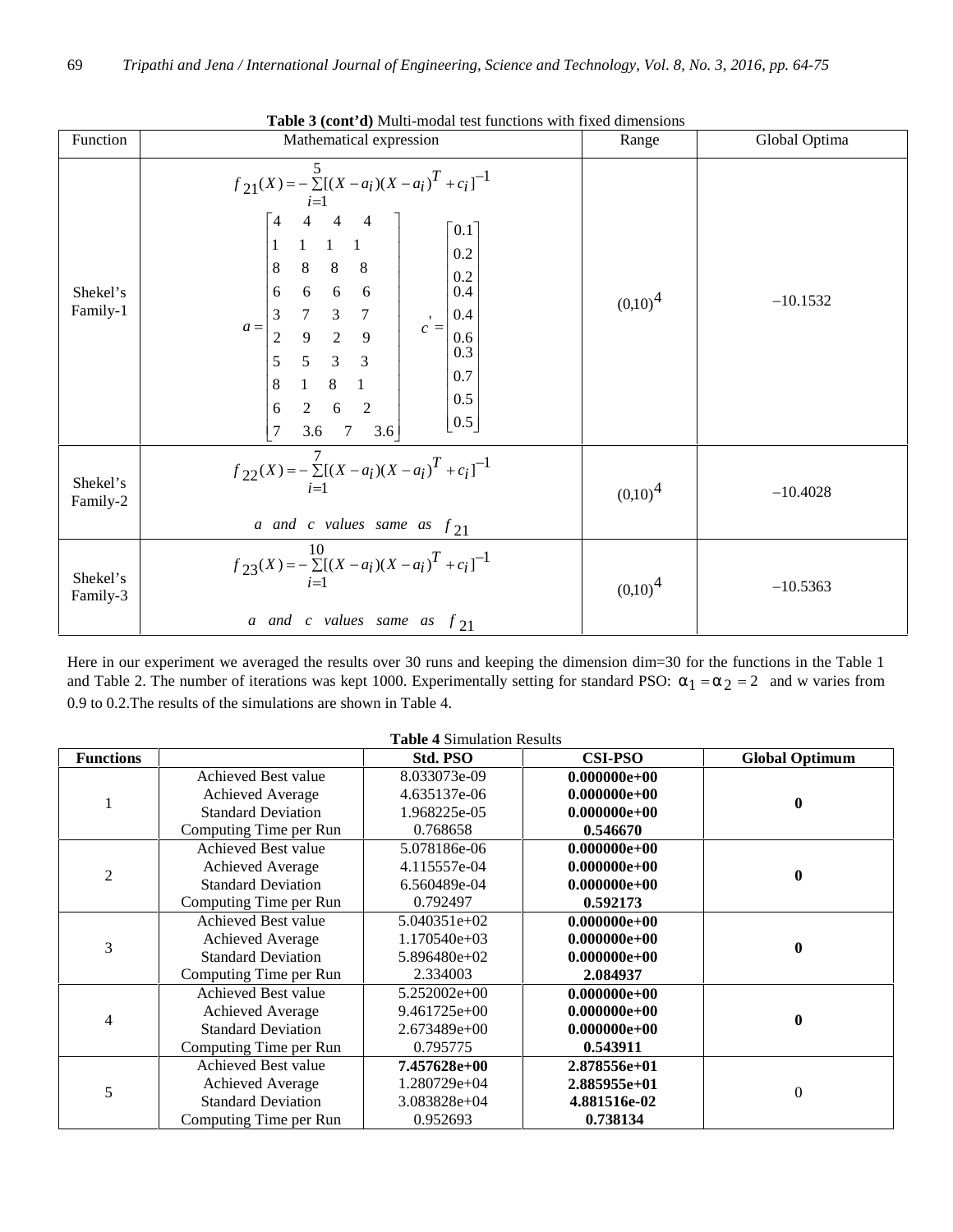**Table 3 (cont'd)** Multi-modal test functions with fixed dimensions

| Function | Mathematical expression | Range | Global Optima |
|---|---|---|---|
| Shekel's Family-1 | $f_{21}(X) = -\sum_{i=1}^{5}[(X-a_i)(X-a_i)^T + c_i]^{-1}$ <br> $a = \begin{bmatrix} 4 & 4 & 4 & 4 \\ 1 & 1 & 1 & 1 \\ 8 & 8 & 8 & 8 \\ 6 & 6 & 6 & 6 \\ 3 & 7 & 3 & 7 \\ 2 & 9 & 2 & 9 \\ 5 & 5 & 3 & 3 \\ 8 & 1 & 8 & 1 \\ 6 & 2 & 6 & 2 \\ 7 & 3.6 & 7 & 3.6 \end{bmatrix}$ $c' = \begin{bmatrix} 0.1 \\ 0.2 \\ 0.2 \\ 0.4 \\ 0.4 \\ 0.6 \\ 0.3 \\ 0.7 \\ 0.5 \\ 0.5 \end{bmatrix}$ | $(0,10)^4$ | $-10.1532$ |
| Shekel's Family-2 | $f_{22}(X) = -\sum_{i=1}^{7}[(X-a_i)(X-a_i)^T + c_i]^{-1}$ <br> $a$ and $c$ values same as $f_{21}$ | $(0,10)^4$ | $-10.4028$ |
| Shekel's Family-3 | $f_{23}(X) = -\sum_{i=1}^{10}[(X-a_i)(X-a_i)^T + c_i]^{-1}$ <br> $a$ and $c$ values same as $f_{21}$ | $(0,10)^4$ | $-10.5363$ |

Here in our experiment we averaged the results over 30 runs and keeping the dimension dim=30 for the functions in the Table 1 and Table 2. The number of iterations was kept 1000. Experimentally setting for standard PSO: $\alpha_1 = \alpha_2 = 2$ and w varies from 0.9 to 0.2.The results of the simulations are shown in Table 4.

**Table 4** Simulation Results

| Functions | | Std. PSO | CSI-PSO | Global Optimum |
|---|---|---|---|---|
| 1 | Achieved Best value | 8.033073e-09 | **0.000000e+00** | **0** |
| | Achieved Average | 4.635137e-06 | **0.000000e+00** | |
| | Standard Deviation | 1.968225e-05 | **0.000000e+00** | |
| | Computing Time per Run | 0.768658 | **0.546670** | |
| 2 | Achieved Best value | 5.078186e-06 | **0.000000e+00** | **0** |
| | Achieved Average | 4.115557e-04 | **0.000000e+00** | |
| | Standard Deviation | 6.560489e-04 | **0.000000e+00** | |
| | Computing Time per Run | 0.792497 | **0.592173** | |
| 3 | Achieved Best value | 5.040351e+02 | **0.000000e+00** | **0** |
| | Achieved Average | 1.170540e+03 | **0.000000e+00** | |
| | Standard Deviation | 5.896480e+02 | **0.000000e+00** | |
| | Computing Time per Run | 2.334003 | **2.084937** | |
| 4 | Achieved Best value | 5.252002e+00 | **0.000000e+00** | **0** |
| | Achieved Average | 9.461725e+00 | **0.000000e+00** | |
| | Standard Deviation | 2.673489e+00 | **0.000000e+00** | |
| | Computing Time per Run | 0.795775 | **0.543911** | |
| 5 | Achieved Best value | **7.457628e+00** | **2.878556e+01** | 0 |
| | Achieved Average | 1.280729e+04 | **2.885955e+01** | |
| | Standard Deviation | 3.083828e+04 | **4.881516e-02** | |
| | Computing Time per Run | 0.952693 | **0.738134** | |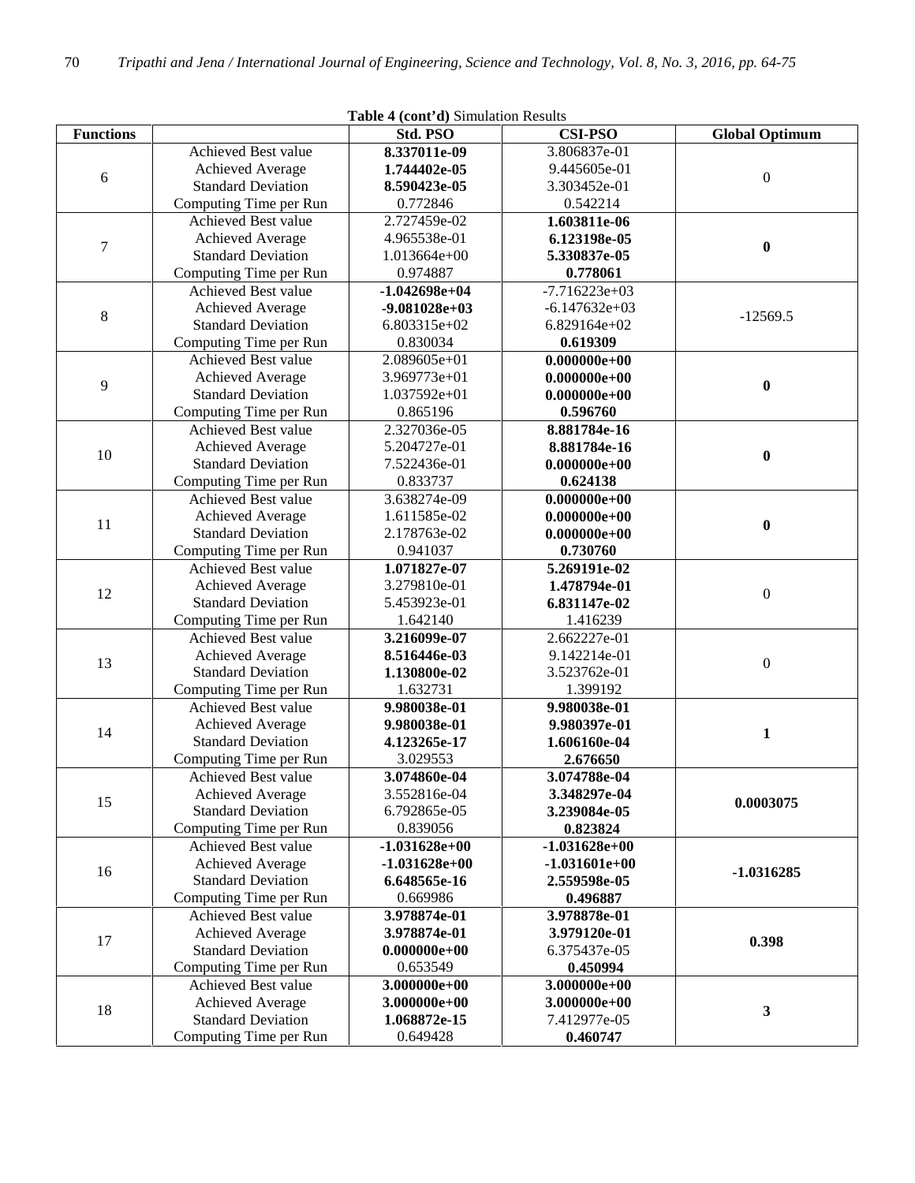**Table 4 (cont'd)** Simulation Results

| Functions | | Std. PSO | CSI-PSO | Global Optimum |
|---|---|---|---|---|
| 6 | Achieved Best value | **8.337011e-09** | 3.806837e-01 | 0 |
| | Achieved Average | **1.744402e-05** | 9.445605e-01 | |
| | Standard Deviation | **8.590423e-05** | 3.303452e-01 | |
| | Computing Time per Run | 0.772846 | 0.542214 | |
| 7 | Achieved Best value | 2.727459e-02 | **1.603811e-06** | **0** |
| | Achieved Average | 4.965538e-01 | **6.123198e-05** | |
| | Standard Deviation | 1.013664e+00 | **5.330837e-05** | |
| | Computing Time per Run | 0.974887 | **0.778061** | |
| 8 | Achieved Best value | **-1.042698e+04** | -7.716223e+03 | -12569.5 |
| | Achieved Average | **-9.081028e+03** | -6.147632e+03 | |
| | Standard Deviation | 6.803315e+02 | 6.829164e+02 | |
| | Computing Time per Run | 0.830034 | **0.619309** | |
| 9 | Achieved Best value | 2.089605e+01 | **0.000000e+00** | **0** |
| | Achieved Average | 3.969773e+01 | **0.000000e+00** | |
| | Standard Deviation | 1.037592e+01 | **0.000000e+00** | |
| | Computing Time per Run | 0.865196 | **0.596760** | |
| 10 | Achieved Best value | 2.327036e-05 | **8.881784e-16** | **0** |
| | Achieved Average | 5.204727e-01 | **8.881784e-16** | |
| | Standard Deviation | 7.522436e-01 | **0.000000e+00** | |
| | Computing Time per Run | 0.833737 | **0.624138** | |
| 11 | Achieved Best value | 3.638274e-09 | **0.000000e+00** | **0** |
| | Achieved Average | 1.611585e-02 | **0.000000e+00** | |
| | Standard Deviation | 2.178763e-02 | **0.000000e+00** | |
| | Computing Time per Run | 0.941037 | **0.730760** | |
| 12 | Achieved Best value | **1.071827e-07** | **5.269191e-02** | 0 |
| | Achieved Average | 3.279810e-01 | **1.478794e-01** | |
| | Standard Deviation | 5.453923e-01 | **6.831147e-02** | |
| | Computing Time per Run | 1.642140 | 1.416239 | |
| 13 | Achieved Best value | **3.216099e-07** | 2.662227e-01 | 0 |
| | Achieved Average | **8.516446e-03** | 9.142214e-01 | |
| | Standard Deviation | **1.130800e-02** | 3.523762e-01 | |
| | Computing Time per Run | 1.632731 | 1.399192 | |
| 14 | Achieved Best value | **9.980038e-01** | **9.980038e-01** | **1** |
| | Achieved Average | **9.980038e-01** | **9.980397e-01** | |
| | Standard Deviation | **4.123265e-17** | **1.606160e-04** | |
| | Computing Time per Run | 3.029553 | **2.676650** | |
| 15 | Achieved Best value | **3.074860e-04** | **3.074788e-04** | **0.0003075** |
| | Achieved Average | 3.552816e-04 | **3.348297e-04** | |
| | Standard Deviation | 6.792865e-05 | **3.239084e-05** | |
| | Computing Time per Run | 0.839056 | **0.823824** | |
| 16 | Achieved Best value | **-1.031628e+00** | **-1.031628e+00** | **-1.0316285** |
| | Achieved Average | **-1.031628e+00** | **-1.031601e+00** | |
| | Standard Deviation | **6.648565e-16** | **2.559598e-05** | |
| | Computing Time per Run | 0.669986 | **0.496887** | |
| 17 | Achieved Best value | **3.978874e-01** | **3.978878e-01** | **0.398** |
| | Achieved Average | **3.978874e-01** | **3.979120e-01** | |
| | Standard Deviation | **0.000000e+00** | 6.375437e-05 | |
| | Computing Time per Run | 0.653549 | **0.450994** | |
| 18 | Achieved Best value | **3.000000e+00** | **3.000000e+00** | **3** |
| | Achieved Average | **3.000000e+00** | **3.000000e+00** | |
| | Standard Deviation | **1.068872e-15** | 7.412977e-05 | |
| | Computing Time per Run | 0.649428 | **0.460747** | |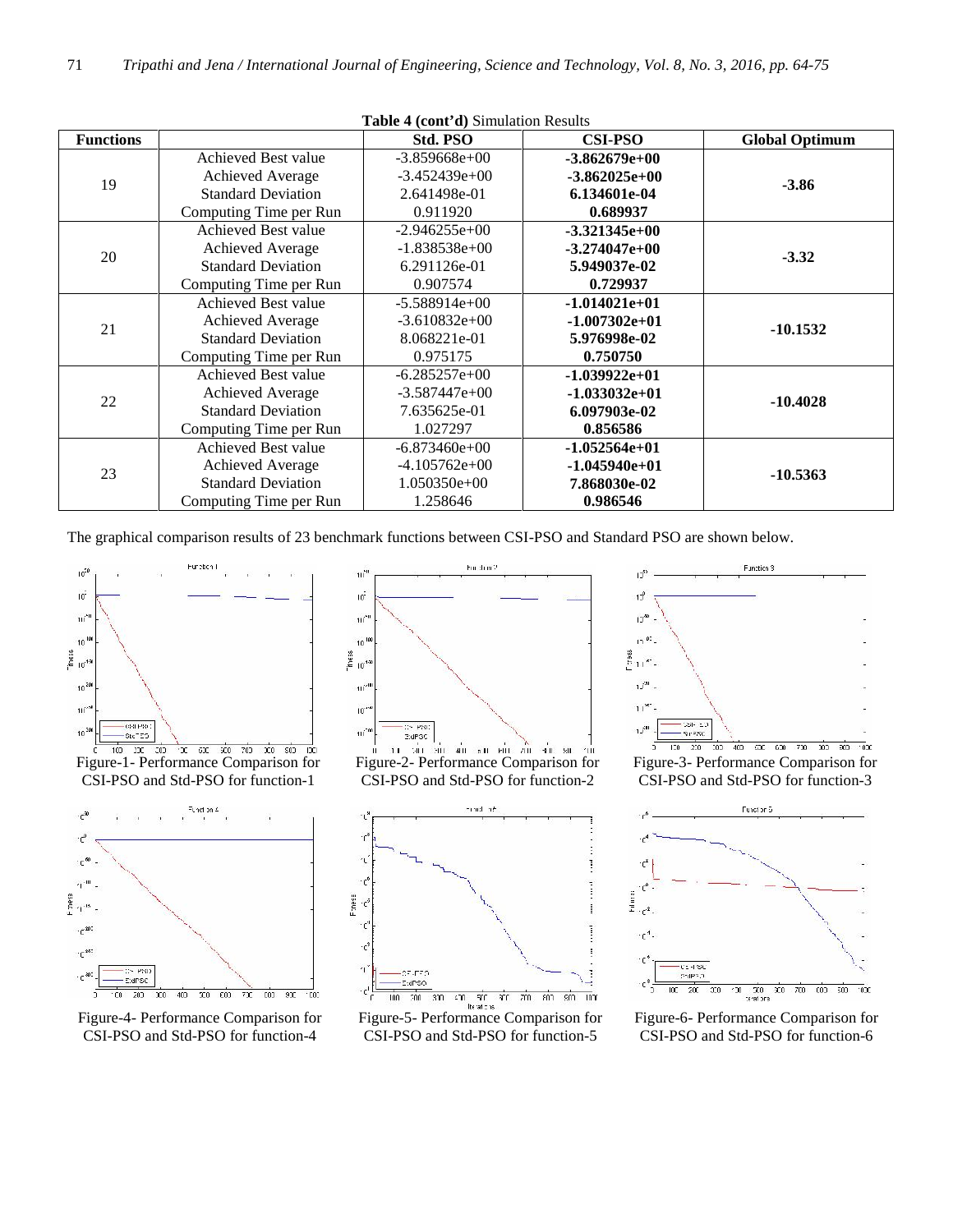**Table 4 (cont'd)** Simulation Results

| Functions | | Std. PSO | CSI-PSO | Global Optimum |
|---|---|---|---|---|
| 19 | Achieved Best value | -3.859668e+00 | **-3.862679e+00** | **-3.86** |
| | Achieved Average | -3.452439e+00 | **-3.862025e+00** | |
| | Standard Deviation | 2.641498e-01 | **6.134601e-04** | |
| | Computing Time per Run | 0.911920 | **0.689937** | |
| 20 | Achieved Best value | -2.946255e+00 | **-3.321345e+00** | **-3.32** |
| | Achieved Average | -1.838538e+00 | **-3.274047e+00** | |
| | Standard Deviation | 6.291126e-01 | **5.949037e-02** | |
| | Computing Time per Run | 0.907574 | **0.729937** | |
| 21 | Achieved Best value | -5.588914e+00 | **-1.014021e+01** | **-10.1532** |
| | Achieved Average | -3.610832e+00 | **-1.007302e+01** | |
| | Standard Deviation | 8.068221e-01 | **5.976998e-02** | |
| | Computing Time per Run | 0.975175 | **0.750750** | |
| 22 | Achieved Best value | -6.285257e+00 | **-1.039922e+01** | **-10.4028** |
| | Achieved Average | -3.587447e+00 | **-1.033032e+01** | |
| | Standard Deviation | 7.635625e-01 | **6.097903e-02** | |
| | Computing Time per Run | 1.027297 | **0.856586** | |
| 23 | Achieved Best value | -6.873460e+00 | **-1.052564e+01** | **-10.5363** |
| | Achieved Average | -4.105762e+00 | **-1.045940e+01** | |
| | Standard Deviation | 1.050350e+00 | **7.868030e-02** | |
| | Computing Time per Run | 1.258646 | **0.986546** | |

The graphical comparison results of 23 benchmark functions between CSI-PSO and Standard PSO are shown below.

Figure-1- Performance Comparison for CSI-PSO and Std-PSO for function-1

Figure-2- Performance Comparison for CSI-PSO and Std-PSO for function-2

Figure-3- Performance Comparison for CSI-PSO and Std-PSO for function-3

Figure-4- Performance Comparison for CSI-PSO and Std-PSO for function-4

Figure-5- Performance Comparison for CSI-PSO and Std-PSO for function-5

Figure-6- Performance Comparison for CSI-PSO and Std-PSO for function-6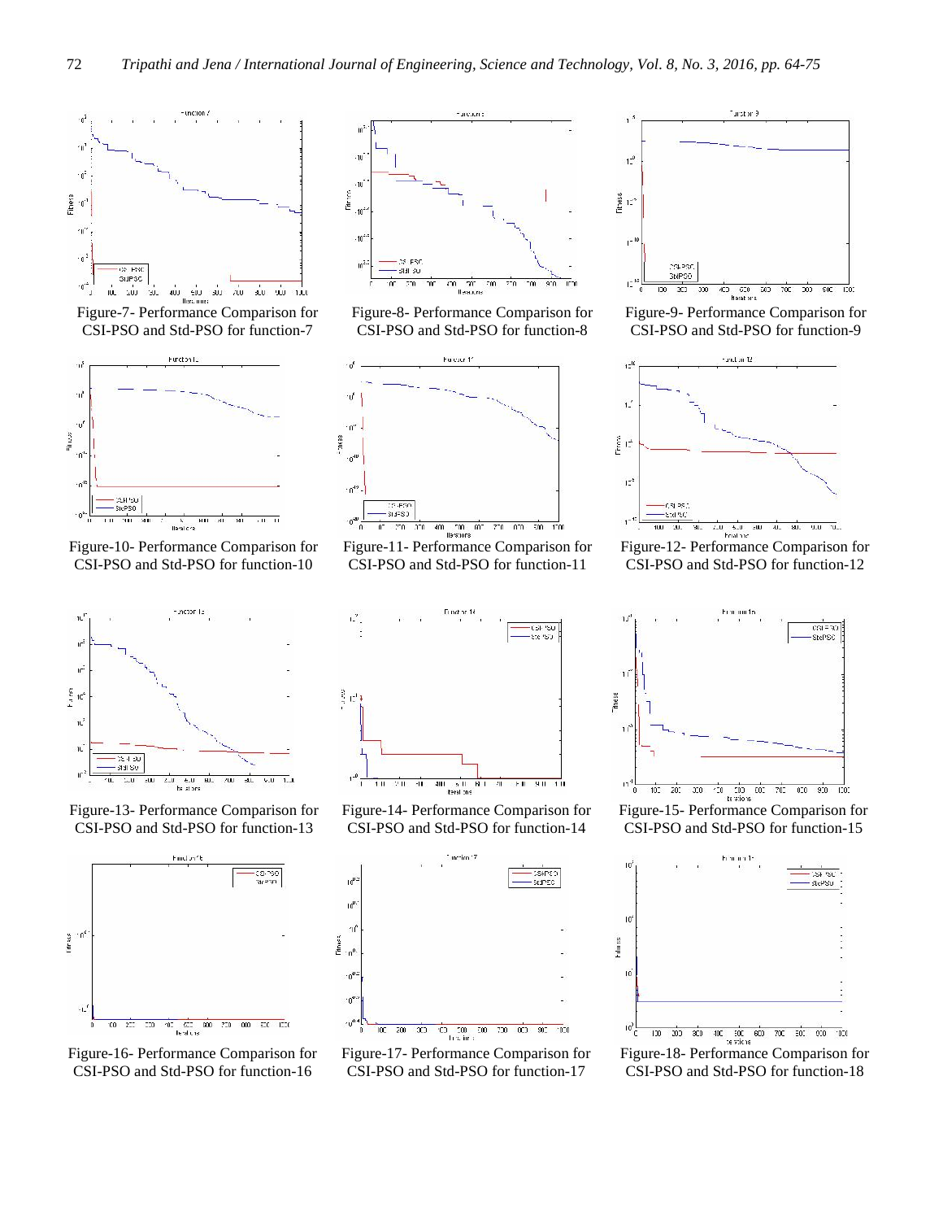Figure-7- Performance Comparison for CSI-PSO and Std-PSO for function-7

Figure-8- Performance Comparison for CSI-PSO and Std-PSO for function-8

Figure-9- Performance Comparison for CSI-PSO and Std-PSO for function-9

Figure-10- Performance Comparison for CSI-PSO and Std-PSO for function-10

Figure-11- Performance Comparison for CSI-PSO and Std-PSO for function-11

Figure-12- Performance Comparison for CSI-PSO and Std-PSO for function-12

Figure-13- Performance Comparison for CSI-PSO and Std-PSO for function-13

Figure-14- Performance Comparison for CSI-PSO and Std-PSO for function-14

Figure-15- Performance Comparison for CSI-PSO and Std-PSO for function-15

Figure-16- Performance Comparison for CSI-PSO and Std-PSO for function-16

Figure-17- Performance Comparison for CSI-PSO and Std-PSO for function-17

Figure-18- Performance Comparison for CSI-PSO and Std-PSO for function-18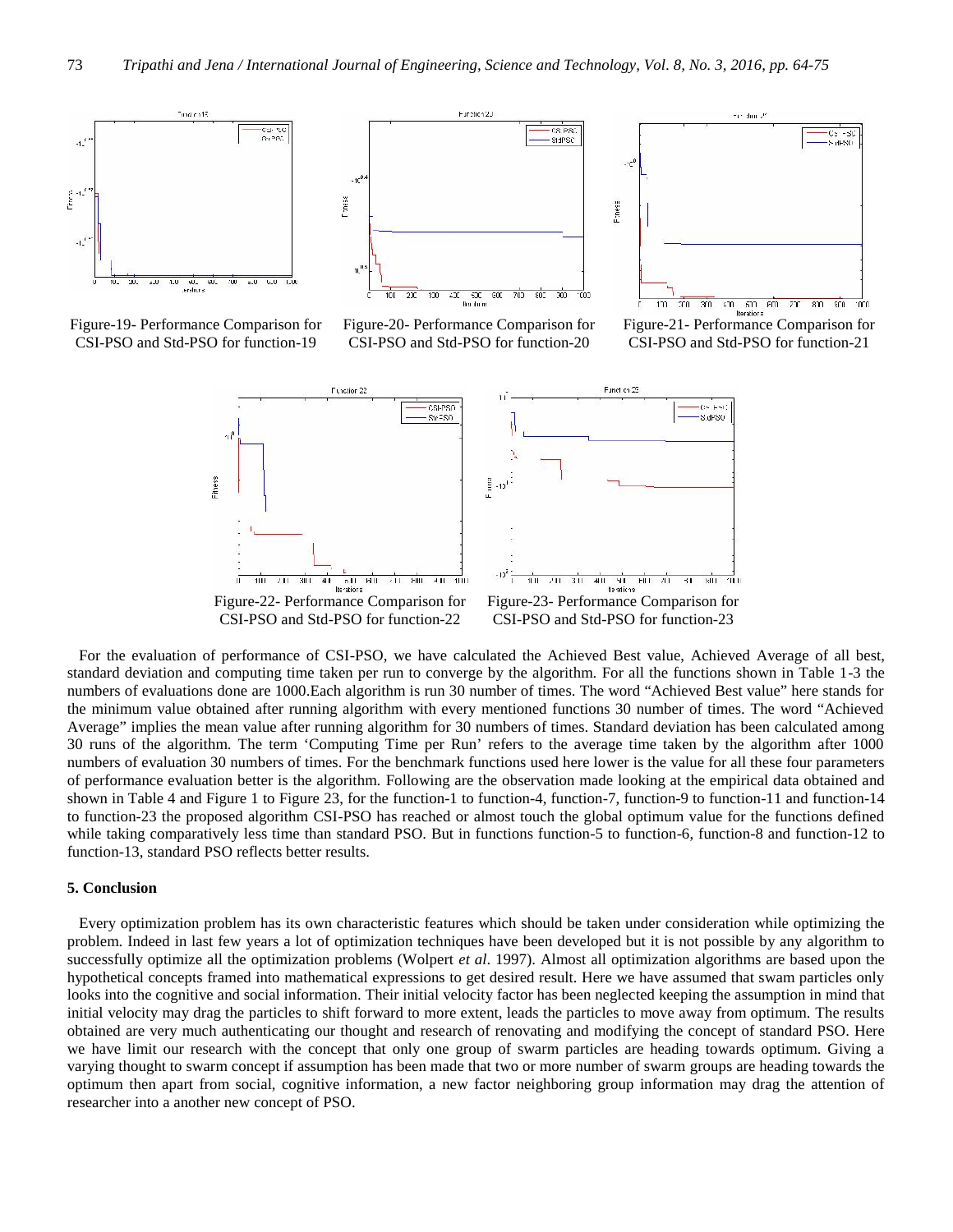Figure-19- Performance Comparison for CSI-PSO and Std-PSO for function-19

Figure-20- Performance Comparison for CSI-PSO and Std-PSO for function-20

Figure-21- Performance Comparison for CSI-PSO and Std-PSO for function-21

Figure-22- Performance Comparison for CSI-PSO and Std-PSO for function-22

Figure-23- Performance Comparison for CSI-PSO and Std-PSO for function-23

For the evaluation of performance of CSI-PSO, we have calculated the Achieved Best value, Achieved Average of all best, standard deviation and computing time taken per run to converge by the algorithm. For all the functions shown in Table 1-3 the numbers of evaluations done are 1000.Each algorithm is run 30 number of times. The word "Achieved Best value" here stands for the minimum value obtained after running algorithm with every mentioned functions 30 number of times. The word "Achieved Average" implies the mean value after running algorithm for 30 numbers of times. Standard deviation has been calculated among 30 runs of the algorithm. The term 'Computing Time per Run' refers to the average time taken by the algorithm after 1000 numbers of evaluation 30 numbers of times. For the benchmark functions used here lower is the value for all these four parameters of performance evaluation better is the algorithm. Following are the observation made looking at the empirical data obtained and shown in Table 4 and Figure 1 to Figure 23, for the function-1 to function-4, function-7, function-9 to function-11 and function-14 to function-23 the proposed algorithm CSI-PSO has reached or almost touch the global optimum value for the functions defined while taking comparatively less time than standard PSO. But in functions function-5 to function-6, function-8 and function-12 to function-13, standard PSO reflects better results.

## 5. Conclusion

Every optimization problem has its own characteristic features which should be taken under consideration while optimizing the problem. Indeed in last few years a lot of optimization techniques have been developed but it is not possible by any algorithm to successfully optimize all the optimization problems (Wolpert *et al*. 1997). Almost all optimization algorithms are based upon the hypothetical concepts framed into mathematical expressions to get desired result. Here we have assumed that swam particles only looks into the cognitive and social information. Their initial velocity factor has been neglected keeping the assumption in mind that initial velocity may drag the particles to shift forward to more extent, leads the particles to move away from optimum. The results obtained are very much authenticating our thought and research of renovating and modifying the concept of standard PSO. Here we have limit our research with the concept that only one group of swarm particles are heading towards optimum. Giving a varying thought to swarm concept if assumption has been made that two or more number of swarm groups are heading towards the optimum then apart from social, cognitive information, a new factor neighboring group information may drag the attention of researcher into a another new concept of PSO.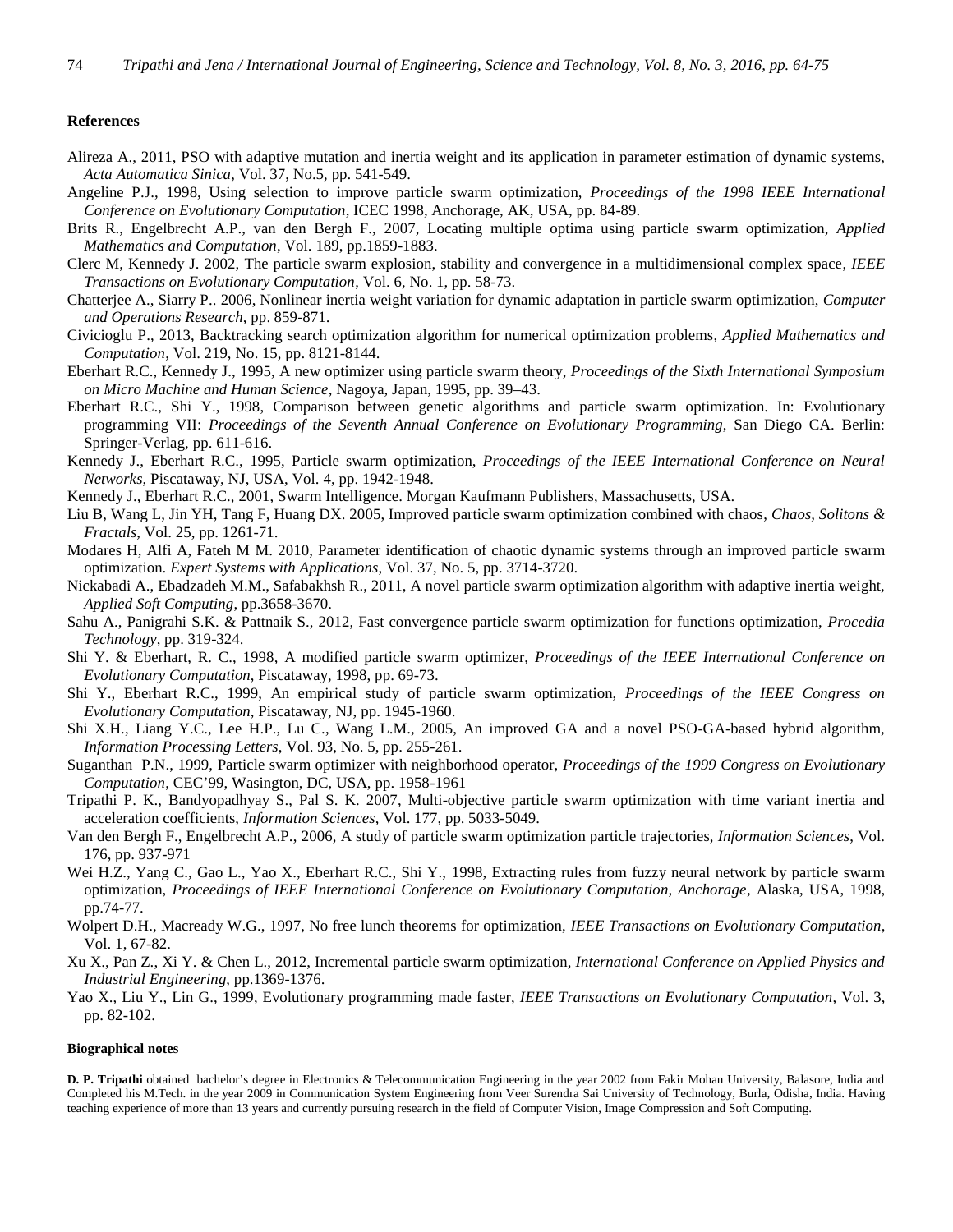### References

Alireza A., 2011, PSO with adaptive mutation and inertia weight and its application in parameter estimation of dynamic systems, *Acta Automatica Sinica*, Vol. 37, No.5, pp. 541-549.

Angeline P.J., 1998, Using selection to improve particle swarm optimization, *Proceedings of the 1998 IEEE International Conference on Evolutionary Computation*, ICEC 1998, Anchorage, AK, USA, pp. 84-89.

Brits R., Engelbrecht A.P., van den Bergh F., 2007, Locating multiple optima using particle swarm optimization, *Applied Mathematics and Computation*, Vol. 189, pp.1859-1883.

Clerc M, Kennedy J. 2002, The particle swarm explosion, stability and convergence in a multidimensional complex space, *IEEE Transactions on Evolutionary Computation*, Vol. 6, No. 1, pp. 58-73.

Chatterjee A., Siarry P.. 2006, Nonlinear inertia weight variation for dynamic adaptation in particle swarm optimization, *Computer and Operations Research*, pp. 859-871.

Civicioglu P., 2013, Backtracking search optimization algorithm for numerical optimization problems, *Applied Mathematics and Computation*, Vol. 219, No. 15, pp. 8121-8144.

Eberhart R.C., Kennedy J., 1995, A new optimizer using particle swarm theory, *Proceedings of the Sixth International Symposium on Micro Machine and Human Science*, Nagoya, Japan, 1995, pp. 39–43.

Eberhart R.C., Shi Y., 1998, Comparison between genetic algorithms and particle swarm optimization. In: Evolutionary programming VII: *Proceedings of the Seventh Annual Conference on Evolutionary Programming*, San Diego CA. Berlin: Springer-Verlag, pp. 611-616.

Kennedy J., Eberhart R.C., 1995, Particle swarm optimization, *Proceedings of the IEEE International Conference on Neural Networks*, Piscataway, NJ, USA, Vol. 4, pp. 1942-1948.

Kennedy J., Eberhart R.C., 2001, Swarm Intelligence. Morgan Kaufmann Publishers, Massachusetts, USA.

Liu B, Wang L, Jin YH, Tang F, Huang DX. 2005, Improved particle swarm optimization combined with chaos, *Chaos, Solitons & Fractals*, Vol. 25, pp. 1261-71.

Modares H, Alfi A, Fateh M M. 2010, Parameter identification of chaotic dynamic systems through an improved particle swarm optimization. *Expert Systems with Applications*, Vol. 37, No. 5, pp. 3714-3720.

Nickabadi A., Ebadzadeh M.M., Safabakhsh R., 2011, A novel particle swarm optimization algorithm with adaptive inertia weight, *Applied Soft Computing*, pp.3658-3670.

Sahu A., Panigrahi S.K. & Pattnaik S., 2012, Fast convergence particle swarm optimization for functions optimization, *Procedia Technology*, pp. 319-324.

Shi Y. & Eberhart, R. C., 1998, A modified particle swarm optimizer, *Proceedings of the IEEE International Conference on Evolutionary Computation*, Piscataway, 1998, pp. 69-73.

Shi Y., Eberhart R.C., 1999, An empirical study of particle swarm optimization, *Proceedings of the IEEE Congress on Evolutionary Computation*, Piscataway, NJ, pp. 1945-1960.

Shi X.H., Liang Y.C., Lee H.P., Lu C., Wang L.M., 2005, An improved GA and a novel PSO-GA-based hybrid algorithm, *Information Processing Letters*, Vol. 93, No. 5, pp. 255-261.

Suganthan P.N., 1999, Particle swarm optimizer with neighborhood operator, *Proceedings of the 1999 Congress on Evolutionary Computation*, CEC'99, Wasington, DC, USA, pp. 1958-1961

Tripathi P. K., Bandyopadhyay S., Pal S. K. 2007, Multi-objective particle swarm optimization with time variant inertia and acceleration coefficients, *Information Sciences*, Vol. 177, pp. 5033-5049.

Van den Bergh F., Engelbrecht A.P., 2006, A study of particle swarm optimization particle trajectories, *Information Sciences*, Vol. 176, pp. 937-971

Wei H.Z., Yang C., Gao L., Yao X., Eberhart R.C., Shi Y., 1998, Extracting rules from fuzzy neural network by particle swarm optimization, *Proceedings of IEEE International Conference on Evolutionary Computation, Anchorage*, Alaska, USA, 1998, pp.74-77.

Wolpert D.H., Macready W.G., 1997, No free lunch theorems for optimization, *IEEE Transactions on Evolutionary Computation*, Vol. 1, 67-82.

Xu X., Pan Z., Xi Y. & Chen L., 2012, Incremental particle swarm optimization, *International Conference on Applied Physics and Industrial Engineering*, pp.1369-1376.

Yao X., Liu Y., Lin G., 1999, Evolutionary programming made faster, *IEEE Transactions on Evolutionary Computation*, Vol. 3, pp. 82-102.

#### Biographical notes

**D. P. Tripathi** obtained bachelor's degree in Electronics & Telecommunication Engineering in the year 2002 from Fakir Mohan University, Balasore, India and Completed his M.Tech. in the year 2009 in Communication System Engineering from Veer Surendra Sai University of Technology, Burla, Odisha, India. Having teaching experience of more than 13 years and currently pursuing research in the field of Computer Vision, Image Compression and Soft Computing.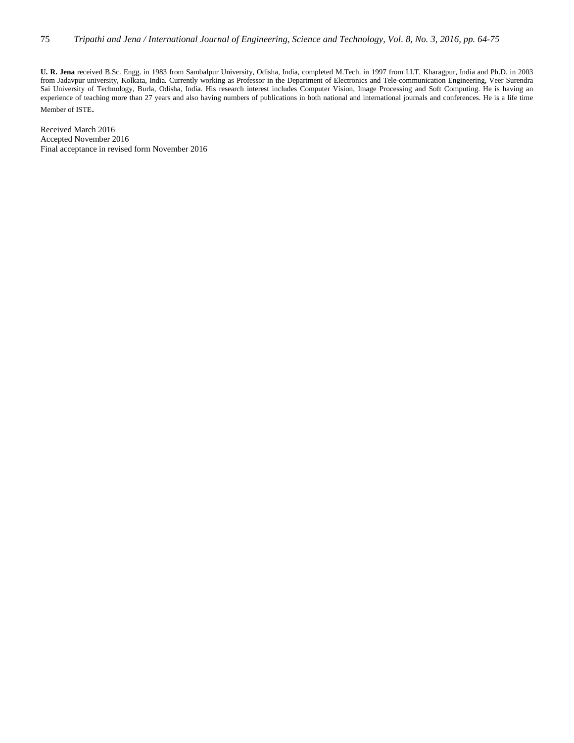**U. R. Jena** received B.Sc. Engg. in 1983 from Sambalpur University, Odisha, India, completed M.Tech. in 1997 from I.I.T. Kharagpur, India and Ph.D. in 2003 from Jadavpur university, Kolkata, India. Currently working as Professor in the Department of Electronics and Tele-communication Engineering, Veer Surendra Sai University of Technology, Burla, Odisha, India. His research interest includes Computer Vision, Image Processing and Soft Computing. He is having an experience of teaching more than 27 years and also having numbers of publications in both national and international journals and conferences. He is a life time Member of ISTE.

Received March 2016
Accepted November 2016
Final acceptance in revised form November 2016